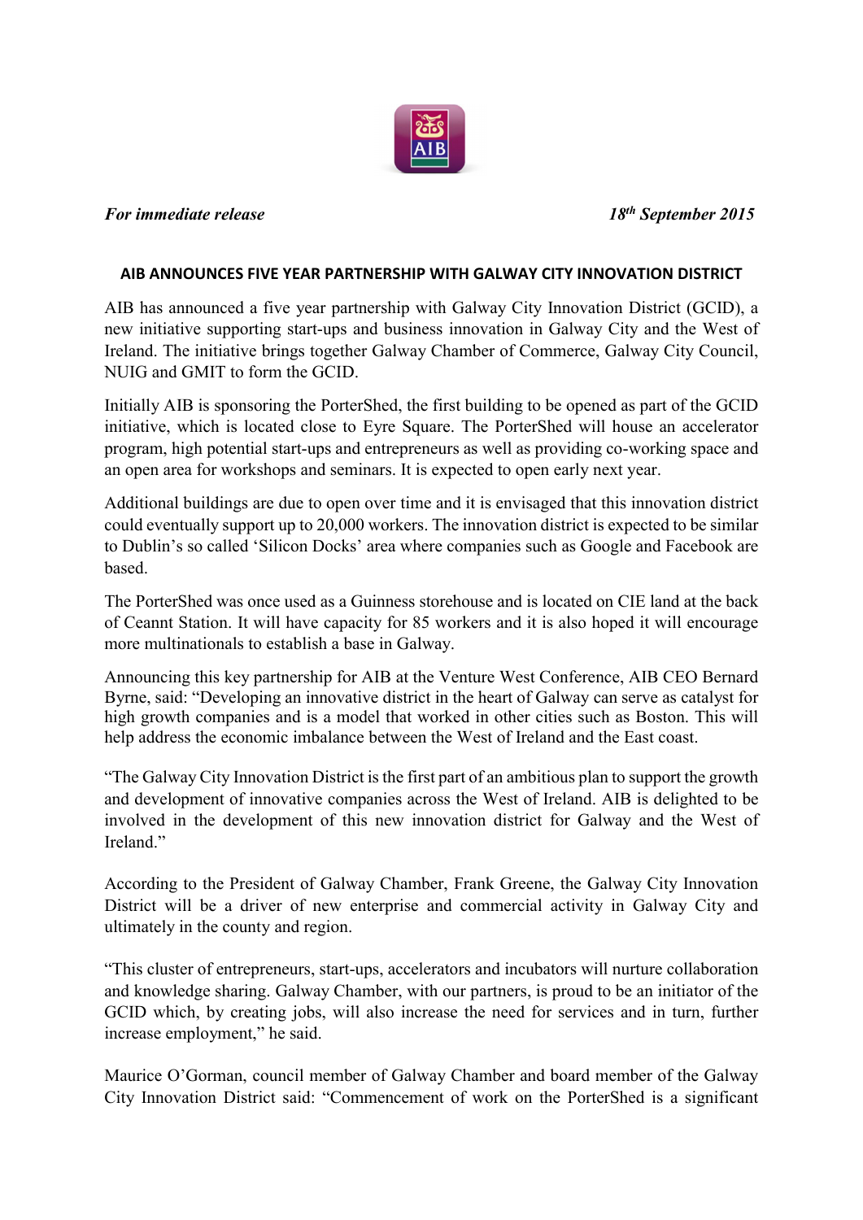*For immediate release* *18th September 2015*

**AIB ANNOUNCES FIVE YEAR PARTNERSHIP WITH GALWAY CITY INNOVATION DISTRICT**

AIB has announced a five year partnership with Galway City Innovation District (GCID), a new initiative supporting start-ups and business innovation in Galway City and the West of Ireland. The initiative brings together Galway Chamber of Commerce, Galway City Council, NUIG and GMIT to form the GCID.

Initially AIB is sponsoring the PorterShed, the first building to be opened as part of the GCID initiative, which is located close to Eyre Square. The PorterShed will house an accelerator program, high potential start-ups and entrepreneurs as well as providing co-working space and an open area for workshops and seminars. It is expected to open early next year.

Additional buildings are due to open over time and it is envisaged that this innovation district could eventually support up to 20,000 workers. The innovation district is expected to be similar to Dublin's so called 'Silicon Docks' area where companies such as Google and Facebook are based.

The PorterShed was once used as a Guinness storehouse and is located on CIE land at the back of Ceannt Station. It will have capacity for 85 workers and it is also hoped it will encourage more multinationals to establish a base in Galway.

Announcing this key partnership for AIB at the Venture West Conference, AIB CEO Bernard Byrne, said: "Developing an innovative district in the heart of Galway can serve as catalyst for high growth companies and is a model that worked in other cities such as Boston. This will help address the economic imbalance between the West of Ireland and the East coast.

"The Galway City Innovation District is the first part of an ambitious plan to support the growth and development of innovative companies across the West of Ireland. AIB is delighted to be involved in the development of this new innovation district for Galway and the West of Ireland."

According to the President of Galway Chamber, Frank Greene, the Galway City Innovation District will be a driver of new enterprise and commercial activity in Galway City and ultimately in the county and region.

"This cluster of entrepreneurs, start-ups, accelerators and incubators will nurture collaboration and knowledge sharing. Galway Chamber, with our partners, is proud to be an initiator of the GCID which, by creating jobs, will also increase the need for services and in turn, further increase employment," he said.

Maurice O'Gorman, council member of Galway Chamber and board member of the Galway City Innovation District said: "Commencement of work on the PorterShed is a significant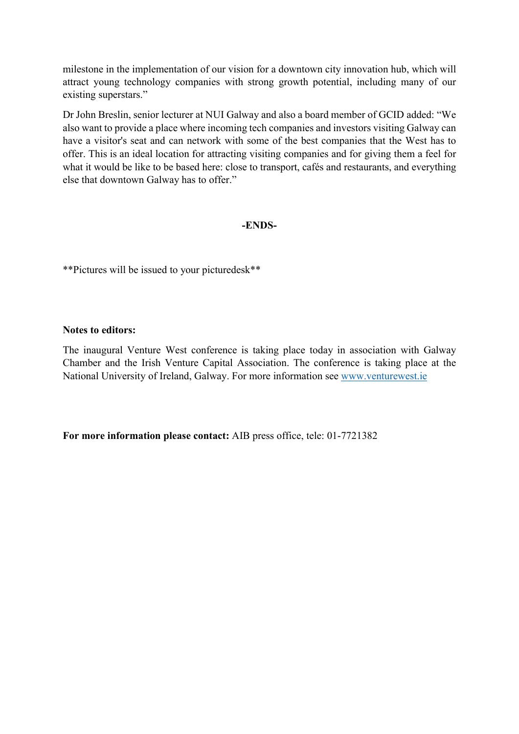milestone in the implementation of our vision for a downtown city innovation hub, which will attract young technology companies with strong growth potential, including many of our existing superstars."

Dr John Breslin, senior lecturer at NUI Galway and also a board member of GCID added: "We also want to provide a place where incoming tech companies and investors visiting Galway can have a visitor's seat and can network with some of the best companies that the West has to offer. This is an ideal location for attracting visiting companies and for giving them a feel for what it would be like to be based here: close to transport, cafés and restaurants, and everything else that downtown Galway has to offer."

**-ENDS-**

**Pictures will be issued to your picturedesk**

**Notes to editors:**

The inaugural Venture West conference is taking place today in association with Galway Chamber and the Irish Venture Capital Association. The conference is taking place at the National University of Ireland, Galway. For more information see [www.venturewest.ie](http://www.venturewest.ie)

**For more information please contact:** AIB press office, tele: 01-7721382